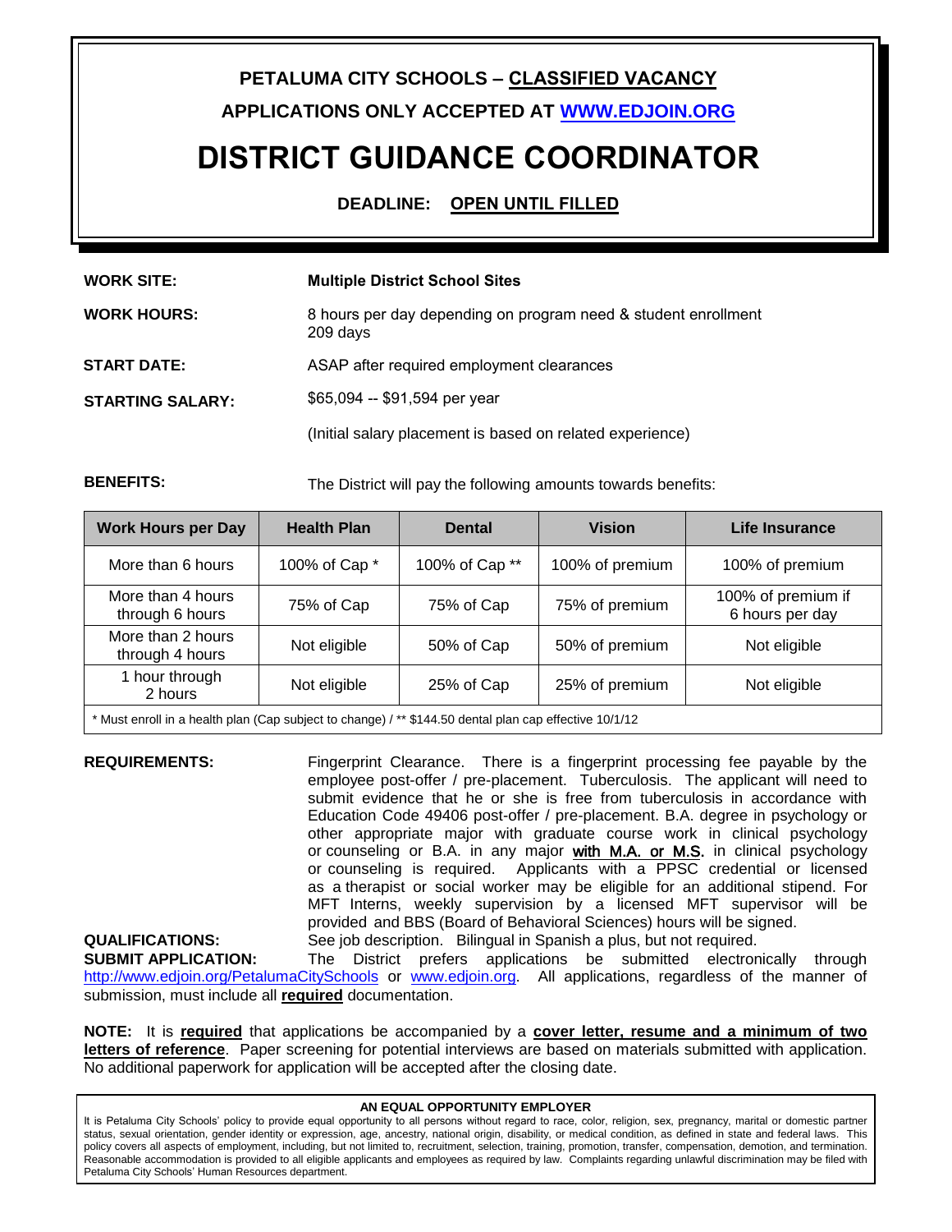**PETALUMA CITY SCHOOLS – CLASSIFIED VACANCY**

**APPLICATIONS ONLY ACCEPTED AT [WWW.EDJOIN.ORG](http://www.edjoin.org)**

# DISTRICT GUIDANCE COORDINATOR

**DEADLINE: OPEN UNTIL FILLED**

**WORK SITE:** **Multiple District School Sites**

**WORK HOURS:** 8 hours per day depending on program need & student enrollment
209 days

**START DATE:** ASAP after required employment clearances

**STARTING SALARY:** $65,094 -- $91,594 per year

(Initial salary placement is based on related experience)

**BENEFITS:** The District will pay the following amounts towards benefits:

| Work Hours per Day | Health Plan | Dental | Vision | Life Insurance |
|---|---|---|---|---|
| More than 6 hours | 100% of Cap * | 100% of Cap ** | 100% of premium | 100% of premium |
| More than 4 hours through 6 hours | 75% of Cap | 75% of Cap | 75% of premium | 100% of premium if 6 hours per day |
| More than 2 hours through 4 hours | Not eligible | 50% of Cap | 50% of premium | Not eligible |
| 1 hour through 2 hours | Not eligible | 25% of Cap | 25% of premium | Not eligible |

\* Must enroll in a health plan (Cap subject to change) / ** $144.50 dental plan cap effective 10/1/12

**REQUIREMENTS:** Fingerprint Clearance. There is a fingerprint processing fee payable by the employee post-offer / pre-placement. Tuberculosis. The applicant will need to submit evidence that he or she is free from tuberculosis in accordance with Education Code 49406 post-offer / pre-placement. B.A. degree in psychology or other appropriate major with graduate course work in clinical psychology or counseling or B.A. in any major with M.A. or M.S. in clinical psychology or counseling is required. Applicants with a PPSC credential or licensed as a therapist or social worker may be eligible for an additional stipend. For MFT Interns, weekly supervision by a licensed MFT supervisor will be provided and BBS (Board of Behavioral Sciences) hours will be signed.

**QUALIFICATIONS:** See job description. Bilingual in Spanish a plus, but not required.

**SUBMIT APPLICATION:** The District prefers applications be submitted electronically through [http://www.edjoin.org/PetalumaCitySchools](http://www.edjoin.org/PetalumaCitySchools) or [www.edjoin.org](http://www.edjoin.org). All applications, regardless of the manner of submission, must include all **required** documentation.

**NOTE:** It is **required** that applications be accompanied by a **cover letter, resume and a minimum of two letters of reference**. Paper screening for potential interviews are based on materials submitted with application. No additional paperwork for application will be accepted after the closing date.

**AN EQUAL OPPORTUNITY EMPLOYER**

It is Petaluma City Schools' policy to provide equal opportunity to all persons without regard to race, color, religion, sex, pregnancy, marital or domestic partner status, sexual orientation, gender identity or expression, age, ancestry, national origin, disability, or medical condition, as defined in state and federal laws. This policy covers all aspects of employment, including, but not limited to, recruitment, selection, training, promotion, transfer, compensation, demotion, and termination. Reasonable accommodation is provided to all eligible applicants and employees as required by law. Complaints regarding unlawful discrimination may be filed with Petaluma City Schools' Human Resources department.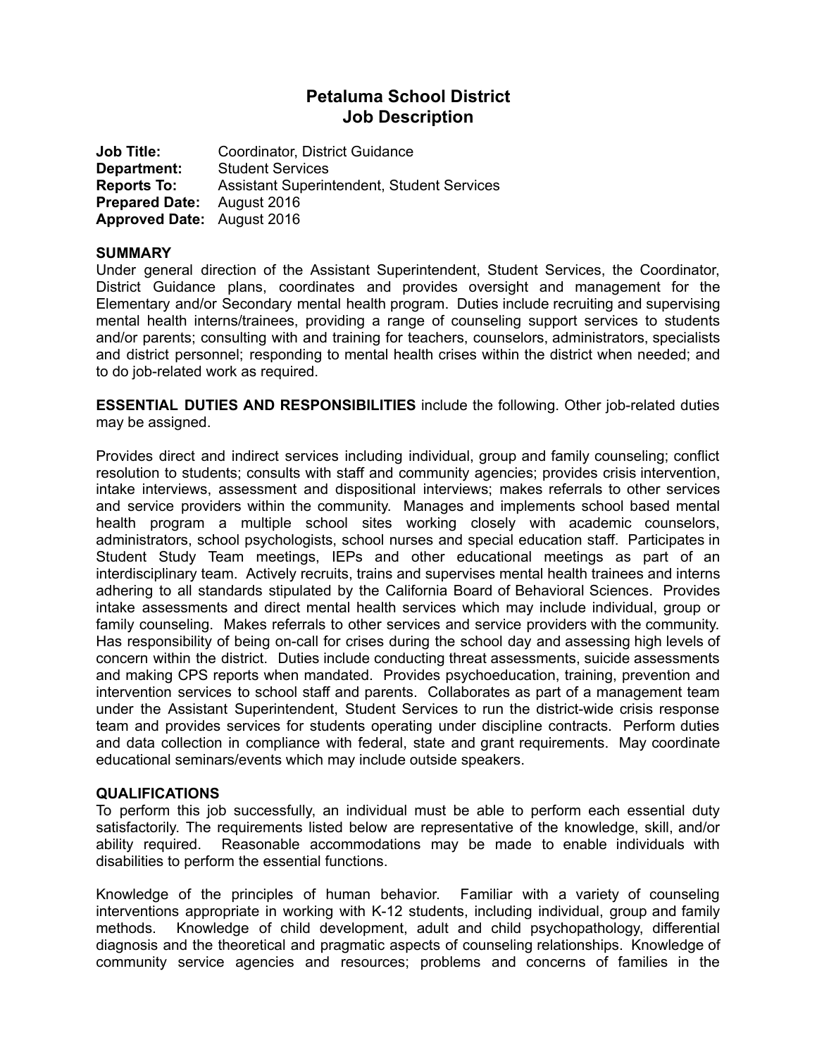# Petaluma School District
# Job Description

**Job Title:** Coordinator, District Guidance
**Department:** Student Services
**Reports To:** Assistant Superintendent, Student Services
**Prepared Date:** August 2016
**Approved Date:** August 2016

**SUMMARY**
Under general direction of the Assistant Superintendent, Student Services, the Coordinator, District Guidance plans, coordinates and provides oversight and management for the Elementary and/or Secondary mental health program. Duties include recruiting and supervising mental health interns/trainees, providing a range of counseling support services to students and/or parents; consulting with and training for teachers, counselors, administrators, specialists and district personnel; responding to mental health crises within the district when needed; and to do job-related work as required.

**ESSENTIAL DUTIES AND RESPONSIBILITIES** include the following. Other job-related duties may be assigned.

Provides direct and indirect services including individual, group and family counseling; conflict resolution to students; consults with staff and community agencies; provides crisis intervention, intake interviews, assessment and dispositional interviews; makes referrals to other services and service providers within the community. Manages and implements school based mental health program a multiple school sites working closely with academic counselors, administrators, school psychologists, school nurses and special education staff. Participates in Student Study Team meetings, IEPs and other educational meetings as part of an interdisciplinary team. Actively recruits, trains and supervises mental health trainees and interns adhering to all standards stipulated by the California Board of Behavioral Sciences. Provides intake assessments and direct mental health services which may include individual, group or family counseling. Makes referrals to other services and service providers with the community. Has responsibility of being on-call for crises during the school day and assessing high levels of concern within the district. Duties include conducting threat assessments, suicide assessments and making CPS reports when mandated. Provides psychoeducation, training, prevention and intervention services to school staff and parents. Collaborates as part of a management team under the Assistant Superintendent, Student Services to run the district-wide crisis response team and provides services for students operating under discipline contracts. Perform duties and data collection in compliance with federal, state and grant requirements. May coordinate educational seminars/events which may include outside speakers.

**QUALIFICATIONS**
To perform this job successfully, an individual must be able to perform each essential duty satisfactorily. The requirements listed below are representative of the knowledge, skill, and/or ability required. Reasonable accommodations may be made to enable individuals with disabilities to perform the essential functions.

Knowledge of the principles of human behavior. Familiar with a variety of counseling interventions appropriate in working with K-12 students, including individual, group and family methods. Knowledge of child development, adult and child psychopathology, differential diagnosis and the theoretical and pragmatic aspects of counseling relationships. Knowledge of community service agencies and resources; problems and concerns of families in the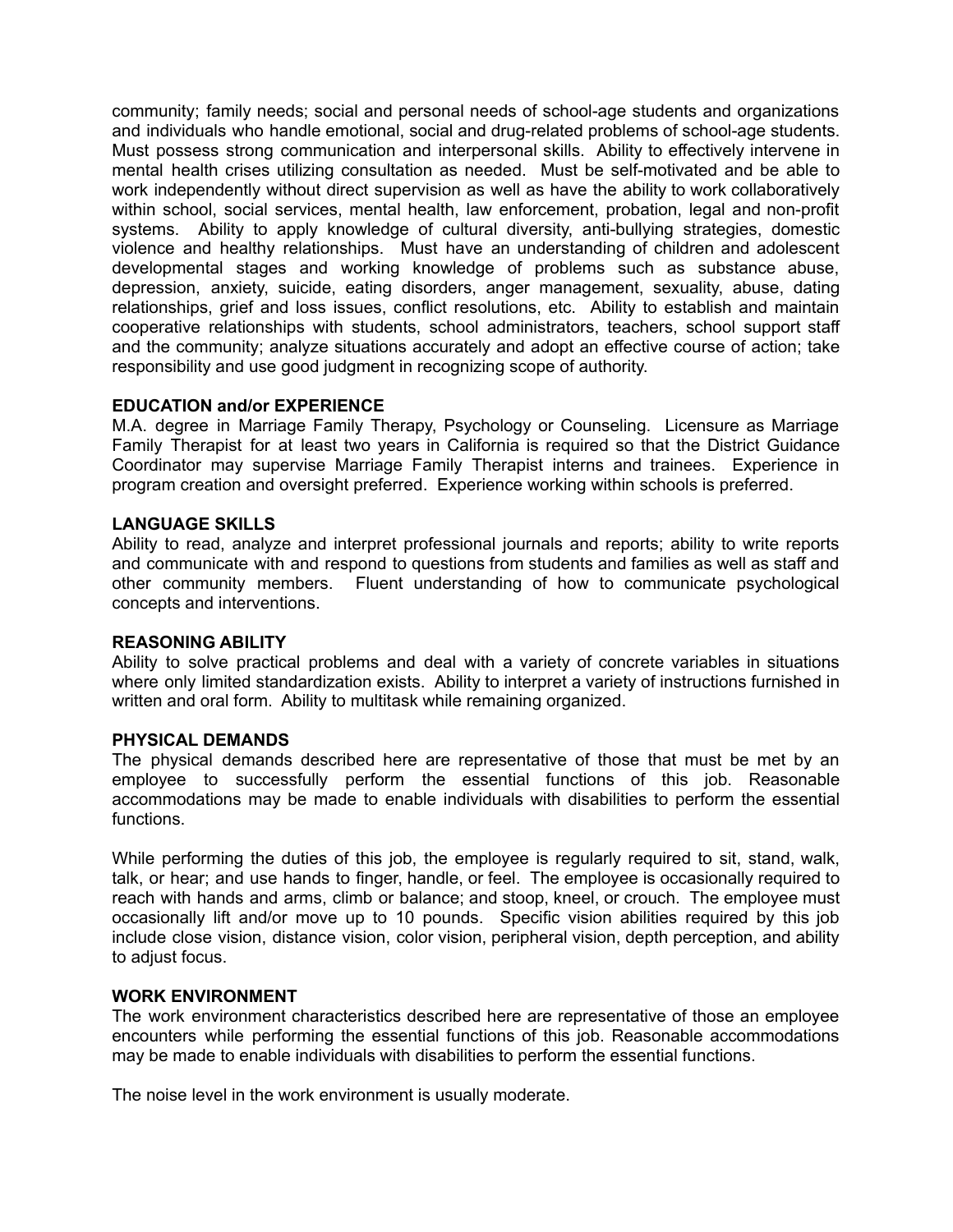community; family needs; social and personal needs of school-age students and organizations and individuals who handle emotional, social and drug-related problems of school-age students. Must possess strong communication and interpersonal skills. Ability to effectively intervene in mental health crises utilizing consultation as needed. Must be self-motivated and be able to work independently without direct supervision as well as have the ability to work collaboratively within school, social services, mental health, law enforcement, probation, legal and non-profit systems. Ability to apply knowledge of cultural diversity, anti-bullying strategies, domestic violence and healthy relationships. Must have an understanding of children and adolescent developmental stages and working knowledge of problems such as substance abuse, depression, anxiety, suicide, eating disorders, anger management, sexuality, abuse, dating relationships, grief and loss issues, conflict resolutions, etc. Ability to establish and maintain cooperative relationships with students, school administrators, teachers, school support staff and the community; analyze situations accurately and adopt an effective course of action; take responsibility and use good judgment in recognizing scope of authority.

**EDUCATION and/or EXPERIENCE**

M.A. degree in Marriage Family Therapy, Psychology or Counseling. Licensure as Marriage Family Therapist for at least two years in California is required so that the District Guidance Coordinator may supervise Marriage Family Therapist interns and trainees. Experience in program creation and oversight preferred. Experience working within schools is preferred.

**LANGUAGE SKILLS**

Ability to read, analyze and interpret professional journals and reports; ability to write reports and communicate with and respond to questions from students and families as well as staff and other community members. Fluent understanding of how to communicate psychological concepts and interventions.

**REASONING ABILITY**

Ability to solve practical problems and deal with a variety of concrete variables in situations where only limited standardization exists. Ability to interpret a variety of instructions furnished in written and oral form. Ability to multitask while remaining organized.

**PHYSICAL DEMANDS**

The physical demands described here are representative of those that must be met by an employee to successfully perform the essential functions of this job. Reasonable accommodations may be made to enable individuals with disabilities to perform the essential functions.

While performing the duties of this job, the employee is regularly required to sit, stand, walk, talk, or hear; and use hands to finger, handle, or feel. The employee is occasionally required to reach with hands and arms, climb or balance; and stoop, kneel, or crouch. The employee must occasionally lift and/or move up to 10 pounds. Specific vision abilities required by this job include close vision, distance vision, color vision, peripheral vision, depth perception, and ability to adjust focus.

**WORK ENVIRONMENT**

The work environment characteristics described here are representative of those an employee encounters while performing the essential functions of this job. Reasonable accommodations may be made to enable individuals with disabilities to perform the essential functions.

The noise level in the work environment is usually moderate.